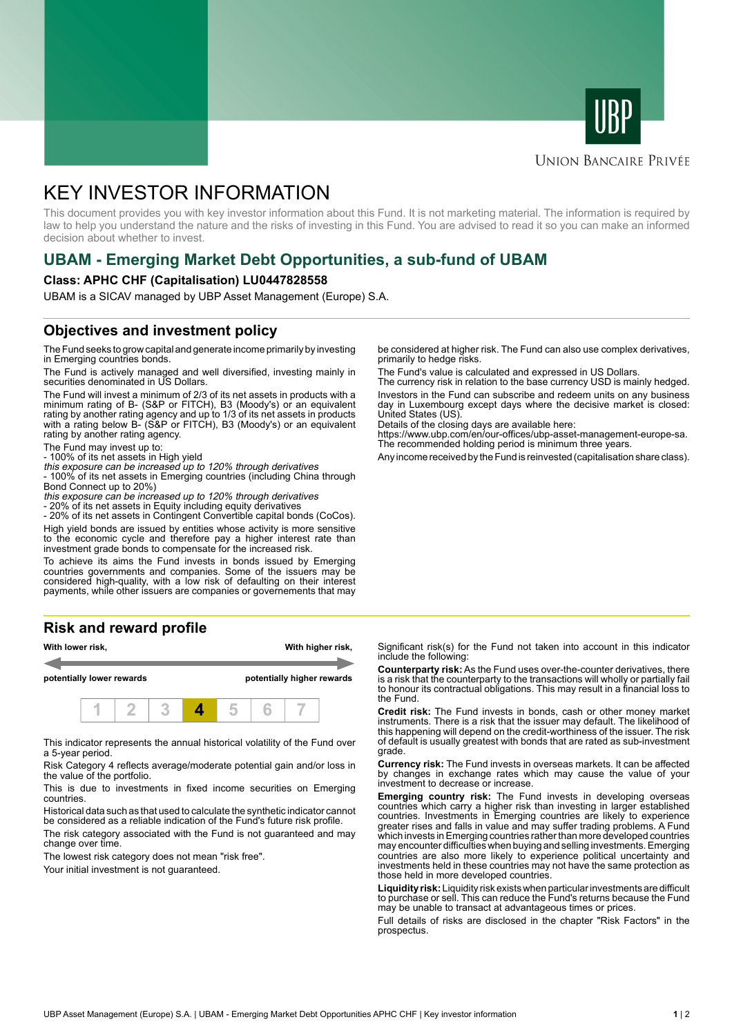UNION BANCAIRE PRIVÉE

# KEY INVESTOR INFORMATION

This document provides you with key investor information about this Fund. It is not marketing material. The information is required by law to help you understand the nature and the risks of investing in this Fund. You are advised to read it so you can make an informed decision about whether to invest.

## UBAM - Emerging Market Debt Opportunities, a sub-fund of UBAM

**Class: APHC CHF (Capitalisation) LU0447828558**

UBAM is a SICAV managed by UBP Asset Management (Europe) S.A.

## Objectives and investment policy

The Fund seeks to grow capital and generate income primarily by investing in Emerging countries bonds.

The Fund is actively managed and well diversified, investing mainly in securities denominated in US Dollars.

The Fund will invest a minimum of 2/3 of its net assets in products with a minimum rating of B- (S&P or FITCH), B3 (Moody's) or an equivalent rating by another rating agency and up to 1/3 of its net assets in products with a rating below B- (S&P or FITCH), B3 (Moody's) or an equivalent rating by another rating agency.

The Fund may invest up to:
- 100% of its net assets in High yield
*this exposure can be increased up to 120% through derivatives*
- 100% of its net assets in Emerging countries (including China through Bond Connect up to 20%)
*this exposure can be increased up to 120% through derivatives*
- 20% of its net assets in Equity including equity derivatives
- 20% of its net assets in Contingent Convertible capital bonds (CoCos).

High yield bonds are issued by entities whose activity is more sensitive to the economic cycle and therefore pay a higher interest rate than investment grade bonds to compensate for the increased risk.

To achieve its aims the Fund invests in bonds issued by Emerging countries governments and companies. Some of the issuers may be considered high-quality, with a low risk of defaulting on their interest payments, while other issuers are companies or governements that may be considered at higher risk. The Fund can also use complex derivatives, primarily to hedge risks.

The Fund's value is calculated and expressed in US Dollars.
The currency risk in relation to the base currency USD is mainly hedged.

Investors in the Fund can subscribe and redeem units on any business day in Luxembourg except days where the decisive market is closed: United States (US).
Details of the closing days are available here:
https://www.ubp.com/en/our-offices/ubp-asset-management-europe-sa.
The recommended holding period is minimum three years.

Any income received by the Fund is reinvested (capitalisation share class).

## Risk and reward profile

| With lower risk, potentially lower rewards | | | | | | With higher risk, potentially higher rewards |
|---|---|---|---|---|---|---|
| 1 | 2 | 3 | **4** | 5 | 6 | 7 |

This indicator represents the annual historical volatility of the Fund over a 5-year period.

Risk Category 4 reflects average/moderate potential gain and/or loss in the value of the portfolio.

This is due to investments in fixed income securities on Emerging countries.

Historical data such as that used to calculate the synthetic indicator cannot be considered as a reliable indication of the Fund's future risk profile.

The risk category associated with the Fund is not guaranteed and may change over time.

The lowest risk category does not mean "risk free".

Your initial investment is not guaranteed.

Significant risk(s) for the Fund not taken into account in this indicator include the following:

**Counterparty risk:** As the Fund uses over-the-counter derivatives, there is a risk that the counterparty to the transactions will wholly or partially fail to honour its contractual obligations. This may result in a financial loss to the Fund.

**Credit risk:** The Fund invests in bonds, cash or other money market instruments. There is a risk that the issuer may default. The likelihood of this happening will depend on the credit-worthiness of the issuer. The risk of default is usually greatest with bonds that are rated as sub-investment grade.

**Currency risk:** The Fund invests in overseas markets. It can be affected by changes in exchange rates which may cause the value of your investment to decrease or increase.

**Emerging country risk:** The Fund invests in developing overseas countries which carry a higher risk than investing in larger established countries. Investments in Emerging countries are likely to experience greater rises and falls in value and may suffer trading problems. A Fund which invests in Emerging countries rather than more developed countries may encounter difficulties when buying and selling investments. Emerging countries are also more likely to experience political uncertainty and investments held in these countries may not have the same protection as those held in more developed countries.

**Liquidity risk:** Liquidity risk exists when particular investments are difficult to purchase or sell. This can reduce the Fund's returns because the Fund may be unable to transact at advantageous times or prices.

Full details of risks are disclosed in the chapter "Risk Factors" in the prospectus.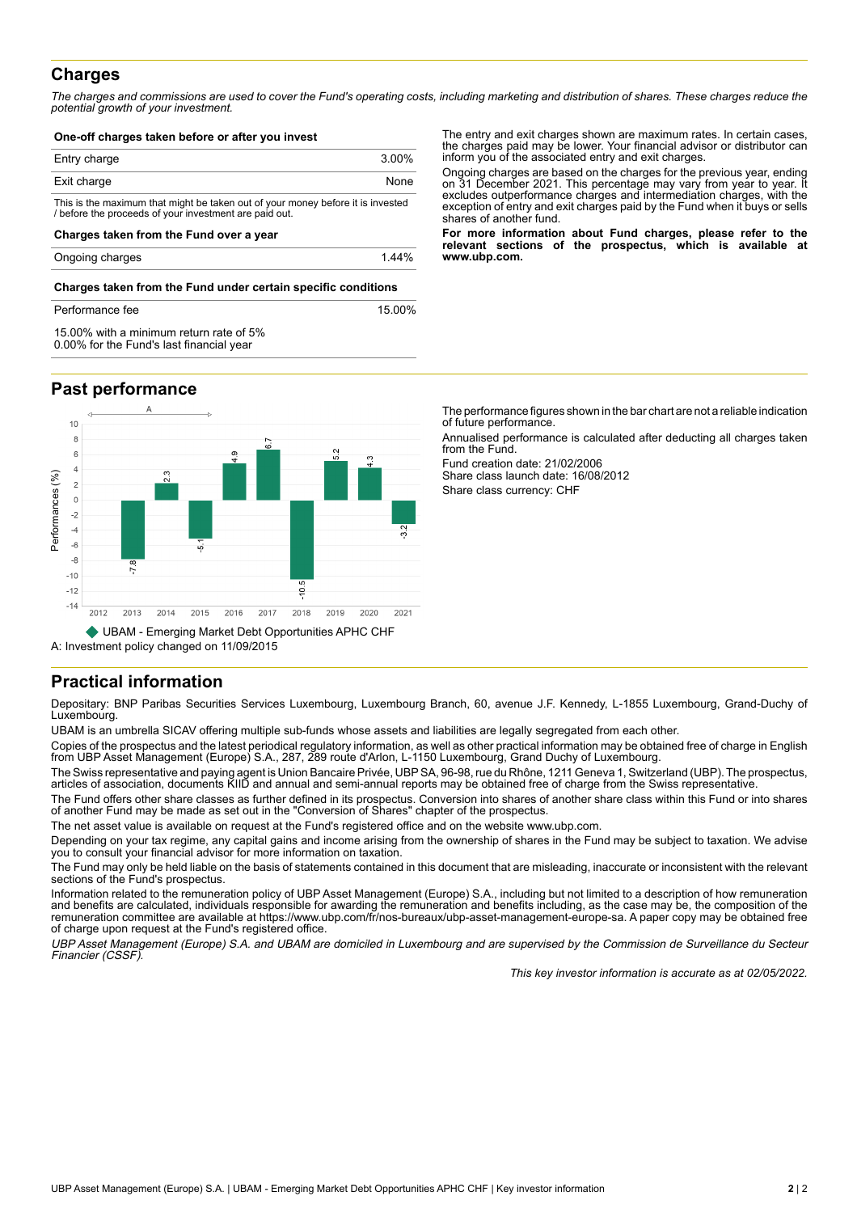## Charges

*The charges and commissions are used to cover the Fund's operating costs, including marketing and distribution of shares. These charges reduce the potential growth of your investment.*

| **One-off charges taken before or after you invest** | |
|---|---|
| Entry charge | 3.00% |
| Exit charge | None |

This is the maximum that might be taken out of your money before it is invested / before the proceeds of your investment are paid out.

| **Charges taken from the Fund over a year** | |
|---|---|
| Ongoing charges | 1.44% |

| **Charges taken from the Fund under certain specific conditions** | |
|---|---|
| Performance fee | 15.00% |

15.00% with a minimum return rate of 5%
0.00% for the Fund's last financial year

The entry and exit charges shown are maximum rates. In certain cases, the charges paid may be lower. Your financial advisor or distributor can inform you of the associated entry and exit charges.

Ongoing charges are based on the charges for the previous year, ending on 31 December 2021. This percentage may vary from year to year. It excludes outperformance charges and intermediation charges, with the exception of entry and exit charges paid by the Fund when it buys or sells shares of another fund.

**For more information about Fund charges, please refer to the relevant sections of the prospectus, which is available at www.ubp.com.**

## Past performance

A

Performances (%)

10, 8, 6, 4, 2, 0, -2, -4, -6, -8, -10, -12, -14

-7.8, 2.3, -5.1, 4.9, 6.7, -10.5, 5.2, 4.3, -3.2

2012, 2013, 2014, 2015, 2016, 2017, 2018, 2019, 2020, 2021

UBAM - Emerging Market Debt Opportunities APHC CHF

A: Investment policy changed on 11/09/2015

The performance figures shown in the bar chart are not a reliable indication of future performance.

Annualised performance is calculated after deducting all charges taken from the Fund.

Fund creation date: 21/02/2006
Share class launch date: 16/08/2012
Share class currency: CHF

## Practical information

Depositary: BNP Paribas Securities Services Luxembourg, Luxembourg Branch, 60, avenue J.F. Kennedy, L-1855 Luxembourg, Grand-Duchy of Luxembourg.

UBAM is an umbrella SICAV offering multiple sub-funds whose assets and liabilities are legally segregated from each other.

Copies of the prospectus and the latest periodical regulatory information, as well as other practical information may be obtained free of charge in English from UBP Asset Management (Europe) S.A., 287, 289 route d'Arlon, L-1150 Luxembourg, Grand Duchy of Luxembourg.

The Swiss representative and paying agent is Union Bancaire Privée, UBP SA, 96-98, rue du Rhône, 1211 Geneva 1, Switzerland (UBP). The prospectus, articles of association, documents KIID and annual and semi-annual reports may be obtained free of charge from the Swiss representative.

The Fund offers other share classes as further defined in its prospectus. Conversion into shares of another share class within this Fund or into shares of another Fund may be made as set out in the "Conversion of Shares" chapter of the prospectus.

The net asset value is available on request at the Fund's registered office and on the website www.ubp.com.

Depending on your tax regime, any capital gains and income arising from the ownership of shares in the Fund may be subject to taxation. We advise you to consult your financial advisor for more information on taxation.

The Fund may only be held liable on the basis of statements contained in this document that are misleading, inaccurate or inconsistent with the relevant sections of the Fund's prospectus.

Information related to the remuneration policy of UBP Asset Management (Europe) S.A., including but not limited to a description of how remuneration and benefits are calculated, individuals responsible for awarding the remuneration and benefits including, as the case may be, the composition of the remuneration committee are available at https://www.ubp.com/fr/nos-bureaux/ubp-asset-management-europe-sa. A paper copy may be obtained free of charge upon request at the Fund's registered office.

*UBP Asset Management (Europe) S.A. and UBAM are domiciled in Luxembourg and are supervised by the Commission de Surveillance du Secteur Financier (CSSF).*

*This key investor information is accurate as at 02/05/2022.*